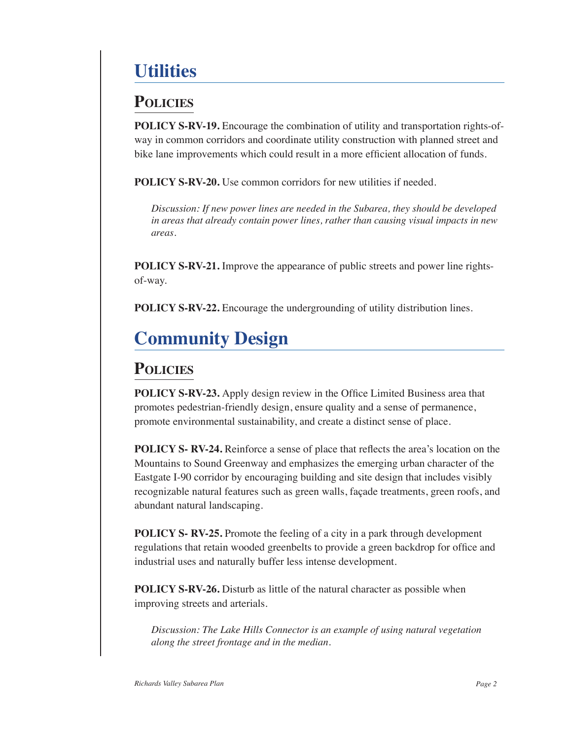# Utilities

## Policies

**POLICY S-RV-19.** Encourage the combination of utility and transportation rights-of-way in common corridors and coordinate utility construction with planned street and bike lane improvements which could result in a more efficient allocation of funds.

**POLICY S-RV-20.** Use common corridors for new utilities if needed.

> *Discussion: If new power lines are needed in the Subarea, they should be developed in areas that already contain power lines, rather than causing visual impacts in new areas.*

**POLICY S-RV-21.** Improve the appearance of public streets and power line rights-of-way.

**POLICY S-RV-22.** Encourage the undergrounding of utility distribution lines.

# Community Design

## Policies

**POLICY S-RV-23.** Apply design review in the Office Limited Business area that promotes pedestrian-friendly design, ensure quality and a sense of permanence, promote environmental sustainability, and create a distinct sense of place.

**POLICY S- RV-24.** Reinforce a sense of place that reflects the area's location on the Mountains to Sound Greenway and emphasizes the emerging urban character of the Eastgate I-90 corridor by encouraging building and site design that includes visibly recognizable natural features such as green walls, façade treatments, green roofs, and abundant natural landscaping.

**POLICY S- RV-25.** Promote the feeling of a city in a park through development regulations that retain wooded greenbelts to provide a green backdrop for office and industrial uses and naturally buffer less intense development.

**POLICY S-RV-26.** Disturb as little of the natural character as possible when improving streets and arterials.

> *Discussion: The Lake Hills Connector is an example of using natural vegetation along the street frontage and in the median.*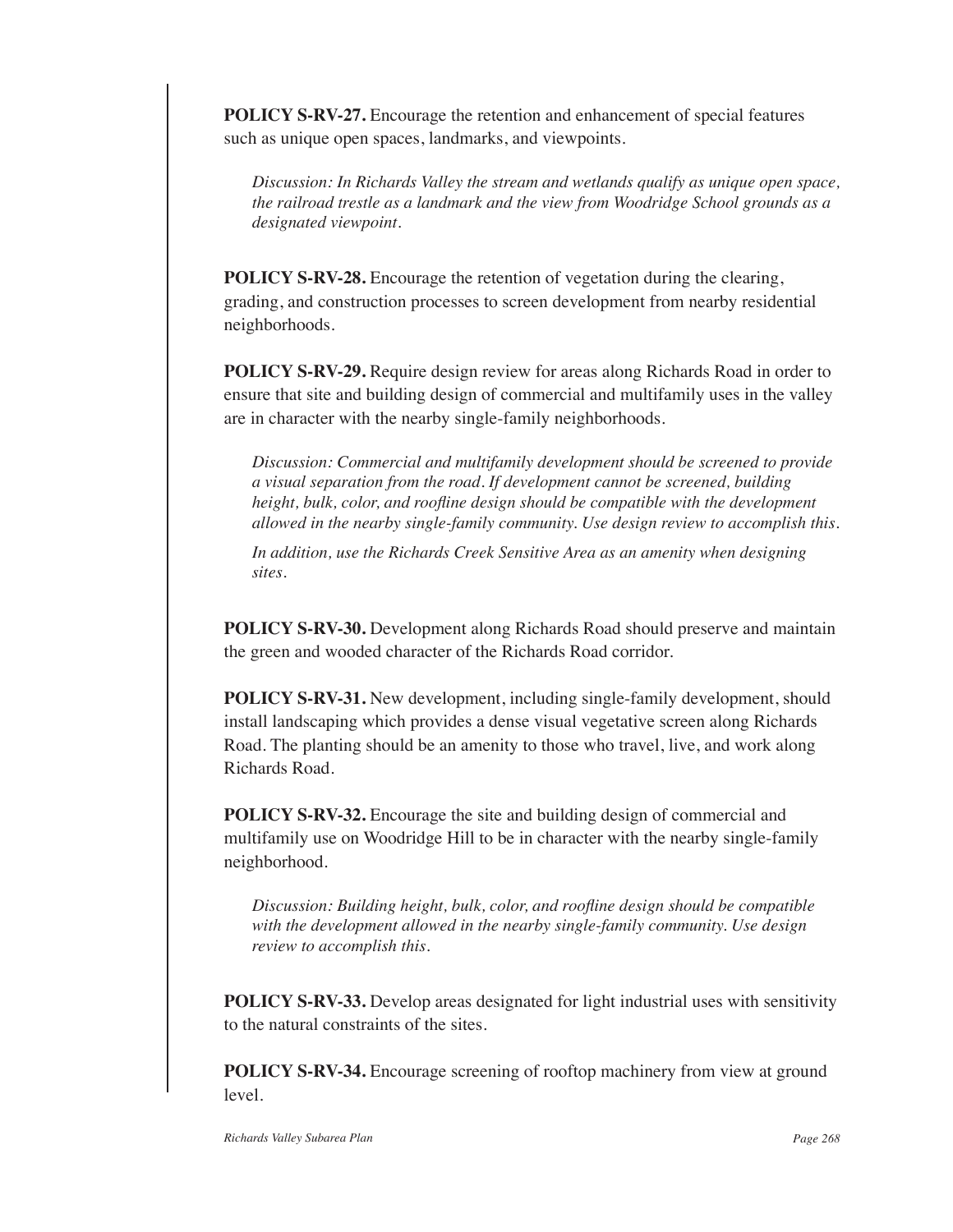**POLICY S-RV-27.** Encourage the retention and enhancement of special features such as unique open spaces, landmarks, and viewpoints.

> *Discussion: In Richards Valley the stream and wetlands qualify as unique open space, the railroad trestle as a landmark and the view from Woodridge School grounds as a designated viewpoint.*

**POLICY S-RV-28.** Encourage the retention of vegetation during the clearing, grading, and construction processes to screen development from nearby residential neighborhoods.

**POLICY S-RV-29.** Require design review for areas along Richards Road in order to ensure that site and building design of commercial and multifamily uses in the valley are in character with the nearby single-family neighborhoods.

> *Discussion: Commercial and multifamily development should be screened to provide a visual separation from the road. If development cannot be screened, building height, bulk, color, and roofline design should be compatible with the development allowed in the nearby single-family community. Use design review to accomplish this.*
>
> *In addition, use the Richards Creek Sensitive Area as an amenity when designing sites.*

**POLICY S-RV-30.** Development along Richards Road should preserve and maintain the green and wooded character of the Richards Road corridor.

**POLICY S-RV-31.** New development, including single-family development, should install landscaping which provides a dense visual vegetative screen along Richards Road. The planting should be an amenity to those who travel, live, and work along Richards Road.

**POLICY S-RV-32.** Encourage the site and building design of commercial and multifamily use on Woodridge Hill to be in character with the nearby single-family neighborhood.

> *Discussion: Building height, bulk, color, and roofline design should be compatible with the development allowed in the nearby single-family community. Use design review to accomplish this.*

**POLICY S-RV-33.** Develop areas designated for light industrial uses with sensitivity to the natural constraints of the sites.

**POLICY S-RV-34.** Encourage screening of rooftop machinery from view at ground level.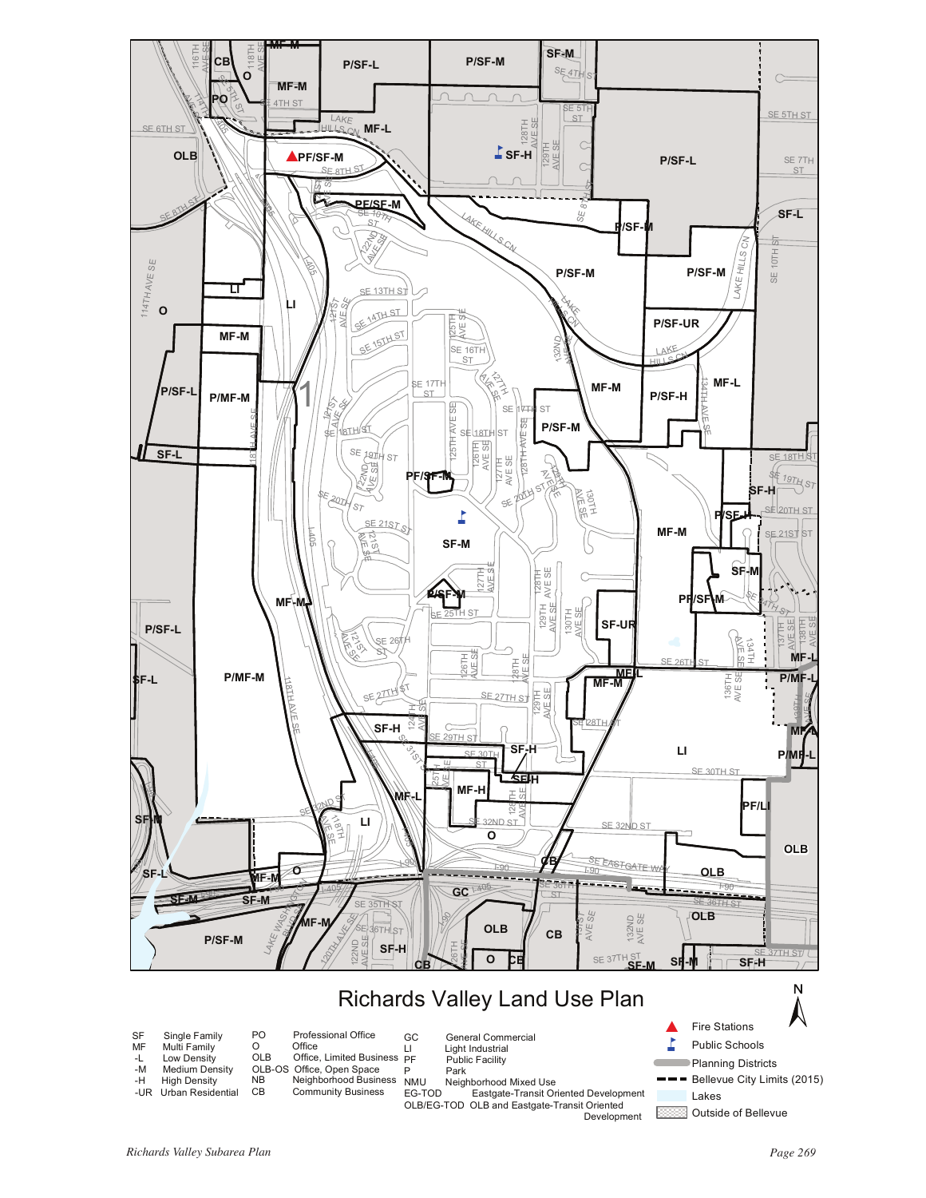# Richards Valley Land Use Plan

| | | | | | | | |
|---|---|---|---|---|---|---|---|
| SF | Single Family | PO | Professional Office | GC | General Commercial | | |
| MF | Multi Family | O | Office | LI | Light Industrial | | |
| -L | Low Density | OLB | Office, Limited Business | PF | Public Facility | | |
| -M | Medium Density | OLB-OS | Office, Open Space | P | Park | | |
| -H | High Density | NB | Neighborhood Business | NMU | Neighborhood Mixed Use | | |
| -UR | Urban Residential | CB | Community Business | EG-TOD | Eastgate-Transit Oriented Development | | |
| | | | | OLB/EG-TOD | OLB and Eastgate-Transit Oriented Development | | |

Fire Stations
Public Schools
Planning Districts
Bellevue City Limits (2015)
Lakes
Outside of Bellevue

N

*Richards Valley Subarea Plan*